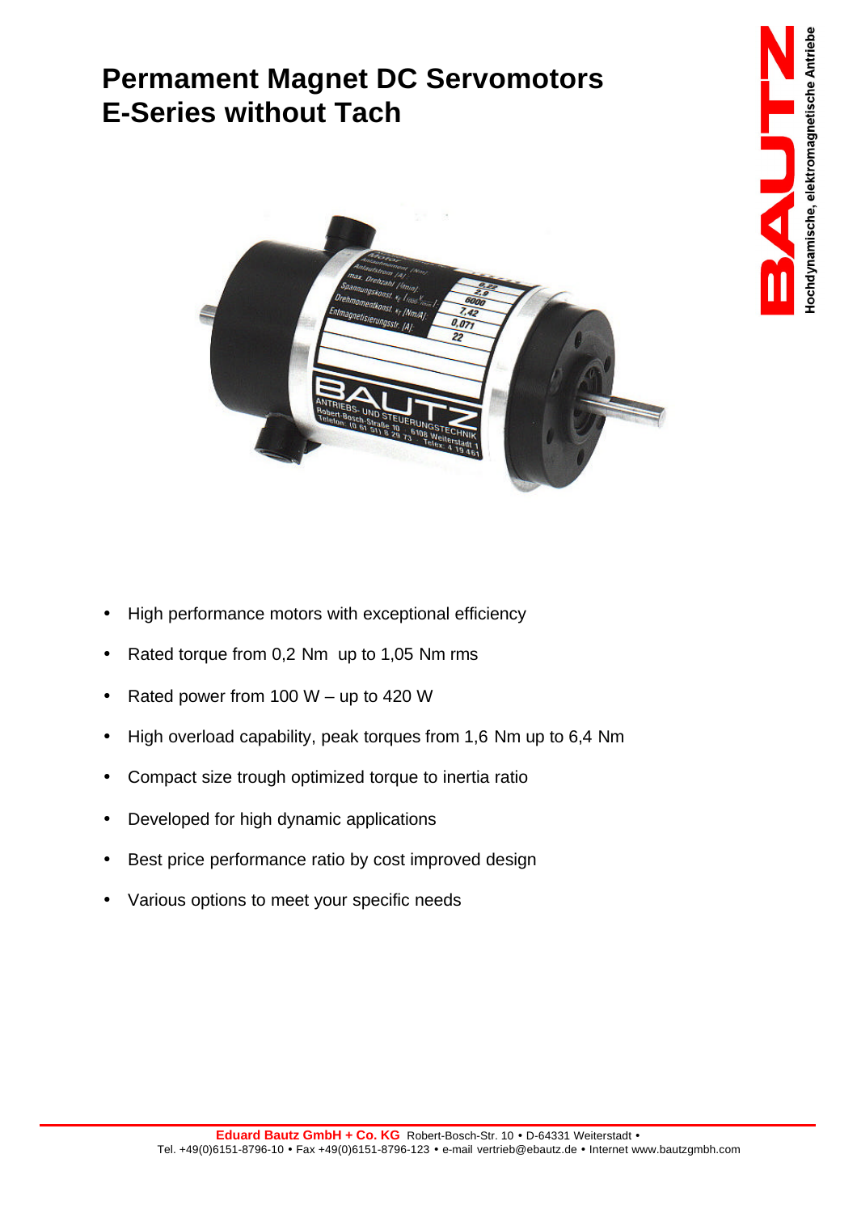# Permament Magnet DC Servomotors
# E-Series without Tach

BAUTZ
Hochdynamische, elektromagnetische Antriebe

- High performance motors with exceptional efficiency
- Rated torque from 0,2 Nm up to 1,05 Nm rms
- Rated power from 100 W – up to 420 W
- High overload capability, peak torques from 1,6 Nm up to 6,4 Nm
- Compact size trough optimized torque to inertia ratio
- Developed for high dynamic applications
- Best price performance ratio by cost improved design
- Various options to meet your specific needs

**Eduard Bautz GmbH + Co. KG** Robert-Bosch-Str. 10 • D-64331 Weiterstadt •
Tel. +49(0)6151-8796-10 • Fax +49(0)6151-8796-123 • e-mail vertrieb@ebautz.de • Internet www.bautzgmbh.com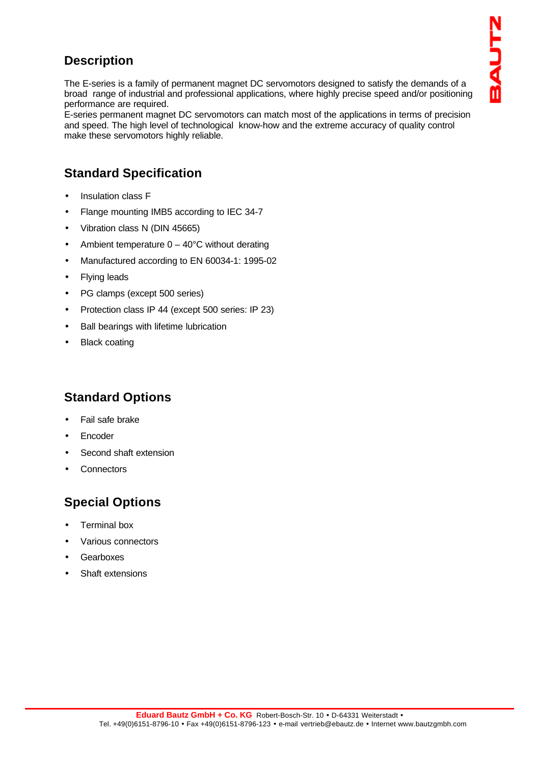## Description

The E-series is a family of permanent magnet DC servomotors designed to satisfy the demands of a broad range of industrial and professional applications, where highly precise speed and/or positioning performance are required.
E-series permanent magnet DC servomotors can match most of the applications in terms of precision and speed. The high level of technological know-how and the extreme accuracy of quality control make these servomotors highly reliable.

## Standard Specification

- Insulation class F
- Flange mounting IMB5 according to IEC 34-7
- Vibration class N (DIN 45665)
- Ambient temperature 0 – 40°C without derating
- Manufactured according to EN 60034-1: 1995-02
- Flying leads
- PG clamps (except 500 series)
- Protection class IP 44 (except 500 series: IP 23)
- Ball bearings with lifetime lubrication
- Black coating

## Standard Options

- Fail safe brake
- Encoder
- Second shaft extension
- Connectors

## Special Options

- Terminal box
- Various connectors
- Gearboxes
- Shaft extensions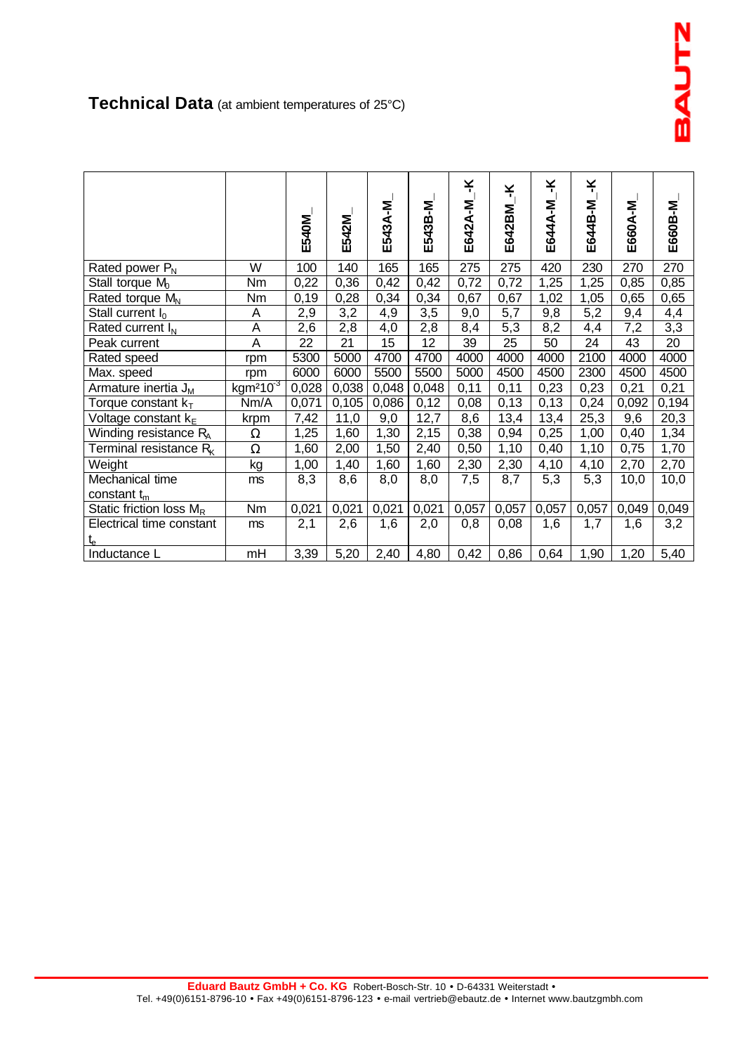## Technical Data (at ambient temperatures of 25°C)

| | | E540M_ | E542M_ | E543A-M_ | E543B-M_ | E642A-M_-K | E642BM_-K | E644A-M_-K | E644B-M_-K | E660A-M_ | E660B-M_ |
|---|---|---|---|---|---|---|---|---|---|---|---|
| Rated power $P_N$ | W | 100 | 140 | 165 | 165 | 275 | 275 | 420 | 230 | 270 | 270 |
| Stall torque $M_0$ | Nm | 0,22 | 0,36 | 0,42 | 0,42 | 0,72 | 0,72 | 1,25 | 1,25 | 0,85 | 0,85 |
| Rated torque $M_N$ | Nm | 0,19 | 0,28 | 0,34 | 0,34 | 0,67 | 0,67 | 1,02 | 1,05 | 0,65 | 0,65 |
| Stall current $I_0$ | A | 2,9 | 3,2 | 4,9 | 3,5 | 9,0 | 5,7 | 9,8 | 5,2 | 9,4 | 4,4 |
| Rated current $I_N$ | A | 2,6 | 2,8 | 4,0 | 2,8 | 8,4 | 5,3 | 8,2 | 4,4 | 7,2 | 3,3 |
| Peak current | A | 22 | 21 | 15 | 12 | 39 | 25 | 50 | 24 | 43 | 20 |
| Rated speed | rpm | 5300 | 5000 | 4700 | 4700 | 4000 | 4000 | 4000 | 2100 | 4000 | 4000 |
| Max. speed | rpm | 6000 | 6000 | 5500 | 5500 | 5000 | 4500 | 4500 | 2300 | 4500 | 4500 |
| Armature inertia $J_M$ | $kgm^2 10^{-3}$ | 0,028 | 0,038 | 0,048 | 0,048 | 0,11 | 0,11 | 0,23 | 0,23 | 0,21 | 0,21 |
| Torque constant $k_T$ | Nm/A | 0,071 | 0,105 | 0,086 | 0,12 | 0,08 | 0,13 | 0,13 | 0,24 | 0,092 | 0,194 |
| Voltage constant $k_E$ | krpm | 7,42 | 11,0 | 9,0 | 12,7 | 8,6 | 13,4 | 13,4 | 25,3 | 9,6 | 20,3 |
| Winding resistance $R_A$ | Ω | 1,25 | 1,60 | 1,30 | 2,15 | 0,38 | 0,94 | 0,25 | 1,00 | 0,40 | 1,34 |
| Terminal resistance $R_K$ | Ω | 1,60 | 2,00 | 1,50 | 2,40 | 0,50 | 1,10 | 0,40 | 1,10 | 0,75 | 1,70 |
| Weight | kg | 1,00 | 1,40 | 1,60 | 1,60 | 2,30 | 2,30 | 4,10 | 4,10 | 2,70 | 2,70 |
| Mechanical time constant $t_m$ | ms | 8,3 | 8,6 | 8,0 | 8,0 | 7,5 | 8,7 | 5,3 | 5,3 | 10,0 | 10,0 |
| Static friction loss $M_R$ | Nm | 0,021 | 0,021 | 0,021 | 0,021 | 0,057 | 0,057 | 0,057 | 0,057 | 0,049 | 0,049 |
| Electrical time constant $t_e$ | ms | 2,1 | 2,6 | 1,6 | 2,0 | 0,8 | 0,08 | 1,6 | 1,7 | 1,6 | 3,2 |
| Inductance L | mH | 3,39 | 5,20 | 2,40 | 4,80 | 0,42 | 0,86 | 0,64 | 1,90 | 1,20 | 5,40 |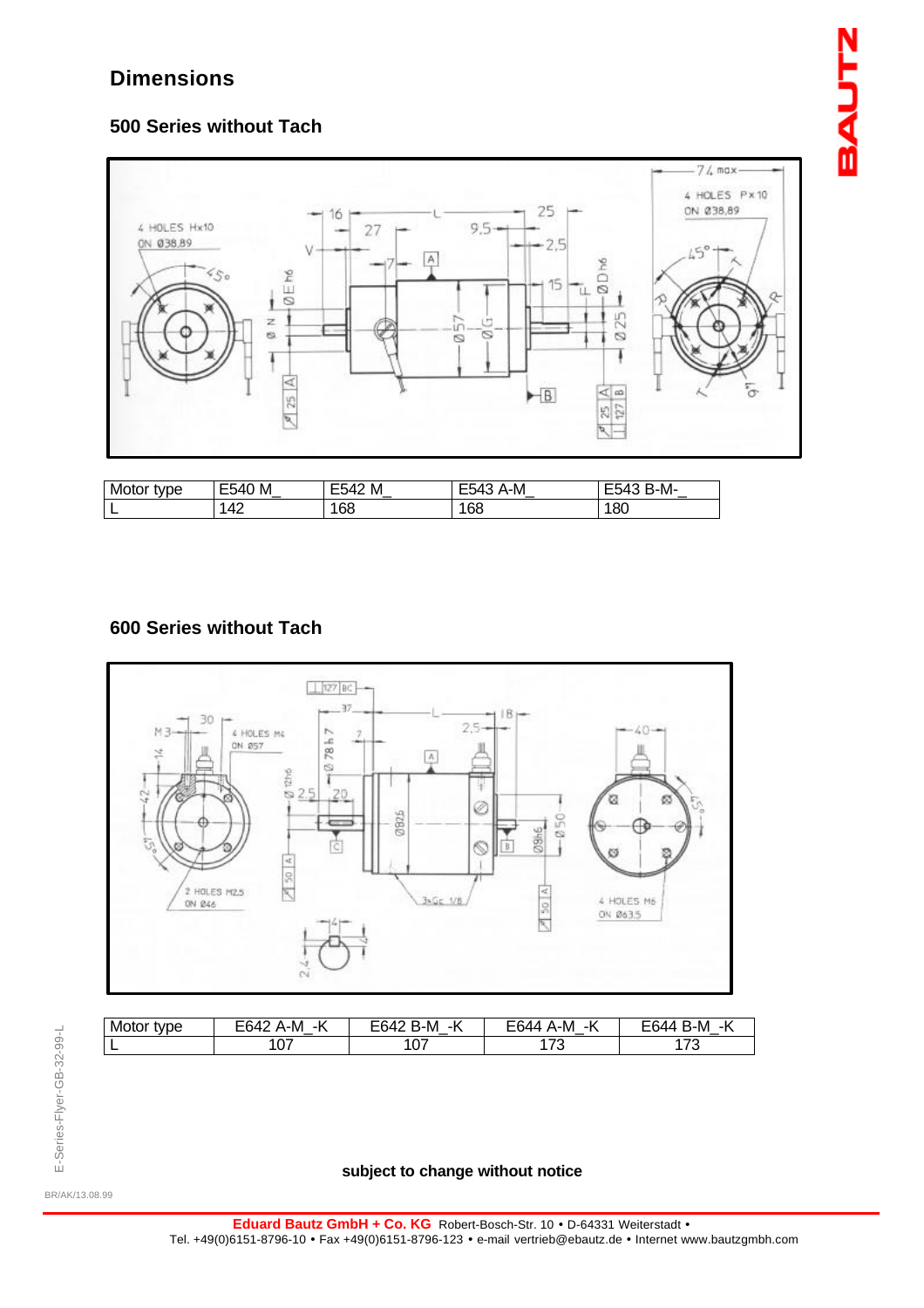# Dimensions

## 500 Series without Tach

| Motor type | E540 M_ | E542 M_ | E543 A-M_ | E543 B-M-_ |
|---|---|---|---|---|
| L | 142 | 168 | 168 | 180 |

## 600 Series without Tach

| Motor type | E642 A-M_-K | E642 B-M_-K | E644 A-M_-K | E644 B-M_-K |
|---|---|---|---|---|
| L | 107 | 107 | 173 | 173 |

**subject to change without notice**

BR/AK/13.08.99

E-Series-Flyer-GB-32-99-L

**Eduard Bautz GmbH + Co. KG** Robert-Bosch-Str. 10 • D-64331 Weiterstadt •
Tel. +49(0)6151-8796-10 • Fax +49(0)6151-8796-123 • e-mail vertrieb@ebautz.de • Internet www.bautzgmbh.com